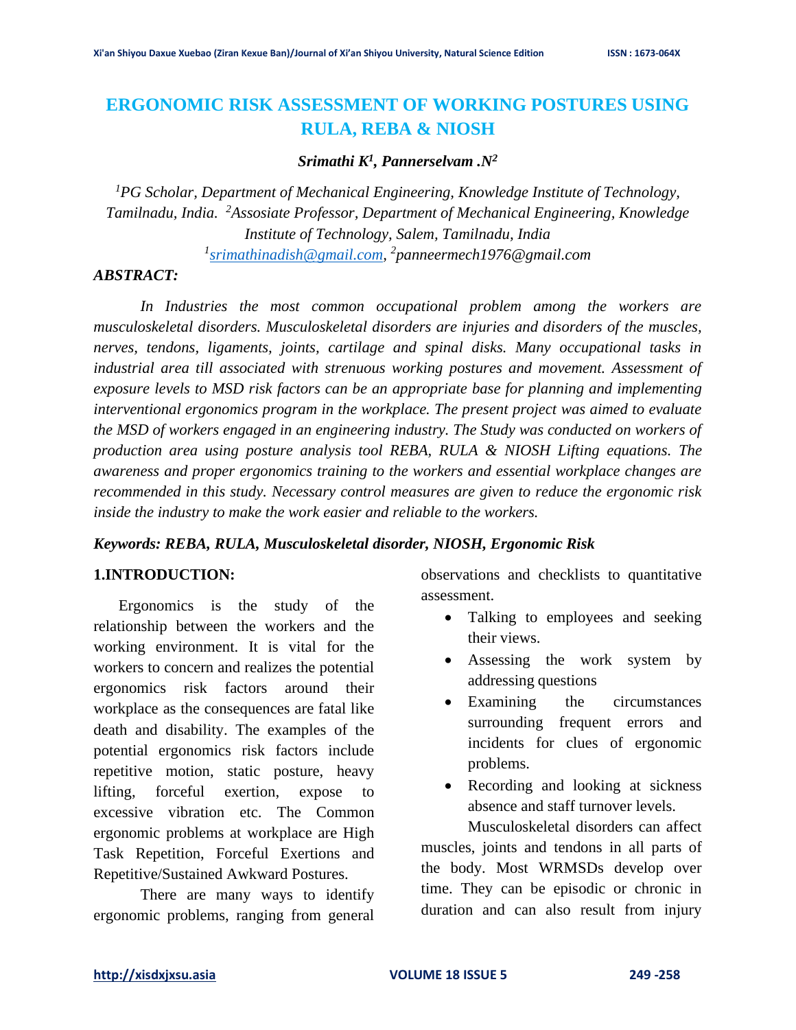# ERGONOMIC RISK ASSESSMENT OF WORKING POSTURES USING RULA, REBA & NIOSH

***Srimathi K[1], Pannerselvam .N[2]***

*[1]PG Scholar, Department of Mechanical Engineering, Knowledge Institute of Technology, Tamilnadu, India. [2]Assosiate Professor, Department of Mechanical Engineering, Knowledge Institute of Technology, Salem, Tamilnadu, India*

*[1]srimathinadish@gmail.com, [2]panneermech1976@gmail.com*

***ABSTRACT:***

*In Industries the most common occupational problem among the workers are musculoskeletal disorders. Musculoskeletal disorders are injuries and disorders of the muscles, nerves, tendons, ligaments, joints, cartilage and spinal disks. Many occupational tasks in industrial area till associated with strenuous working postures and movement. Assessment of exposure levels to MSD risk factors can be an appropriate base for planning and implementing interventional ergonomics program in the workplace. The present project was aimed to evaluate the MSD of workers engaged in an engineering industry. The Study was conducted on workers of production area using posture analysis tool REBA, RULA & NIOSH Lifting equations. The awareness and proper ergonomics training to the workers and essential workplace changes are recommended in this study. Necessary control measures are given to reduce the ergonomic risk inside the industry to make the work easier and reliable to the workers.*

***Keywords: REBA, RULA, Musculoskeletal disorder, NIOSH, Ergonomic Risk***

## 1.INTRODUCTION:

Ergonomics is the study of the relationship between the workers and the working environment. It is vital for the workers to concern and realizes the potential ergonomics risk factors around their workplace as the consequences are fatal like death and disability. The examples of the potential ergonomics risk factors include repetitive motion, static posture, heavy lifting, forceful exertion, expose to excessive vibration etc. The Common ergonomic problems at workplace are High Task Repetition, Forceful Exertions and Repetitive/Sustained Awkward Postures.

There are many ways to identify ergonomic problems, ranging from general observations and checklists to quantitative assessment.

- Talking to employees and seeking their views.
- Assessing the work system by addressing questions
- Examining the circumstances surrounding frequent errors and incidents for clues of ergonomic problems.
- Recording and looking at sickness absence and staff turnover levels.

Musculoskeletal disorders can affect muscles, joints and tendons in all parts of the body. Most WRMSDs develop over time. They can be episodic or chronic in duration and can also result from injury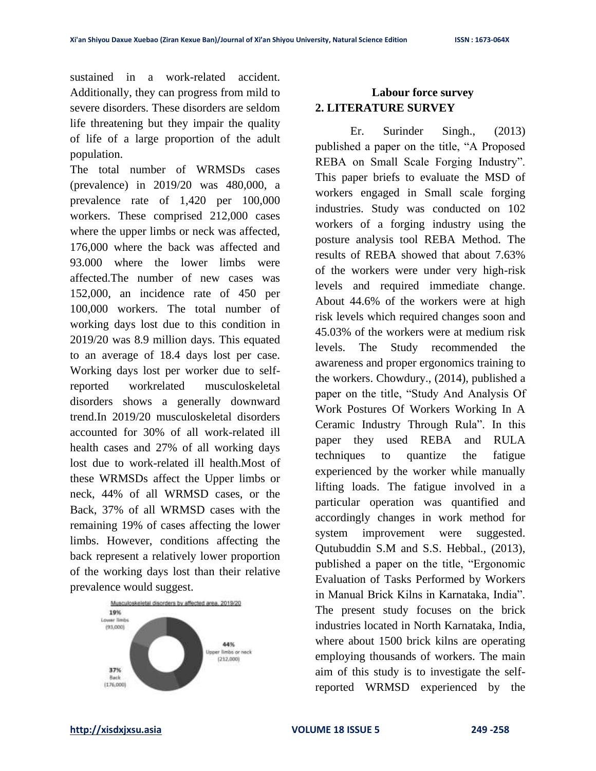sustained in a work-related accident. Additionally, they can progress from mild to severe disorders. These disorders are seldom life threatening but they impair the quality of life of a large proportion of the adult population.

The total number of WRMSDs cases (prevalence) in 2019/20 was 480,000, a prevalence rate of 1,420 per 100,000 workers. These comprised 212,000 cases where the upper limbs or neck was affected, 176,000 where the back was affected and 93.000 where the lower limbs were affected.The number of new cases was 152,000, an incidence rate of 450 per 100,000 workers. The total number of working days lost due to this condition in 2019/20 was 8.9 million days. This equated to an average of 18.4 days lost per case. Working days lost per worker due to self-reported workrelated musculoskeletal disorders shows a generally downward trend.In 2019/20 musculoskeletal disorders accounted for 30% of all work-related ill health cases and 27% of all working days lost due to work-related ill health.Most of these WRMSDs affect the Upper limbs or neck, 44% of all WRMSD cases, or the Back, 37% of all WRMSD cases with the remaining 19% of cases affecting the lower limbs. However, conditions affecting the back represent a relatively lower proportion of the working days lost than their relative prevalence would suggest.

Musculoskeletal disorders by affected area, 2019/20

19% Lower limbs (93,000)

44% Upper limbs or neck (212,000)

37% Back (176,000)

**Labour force survey**

## 2. LITERATURE SURVEY

Er. Surinder Singh., (2013) published a paper on the title, "A Proposed REBA on Small Scale Forging Industry". This paper briefs to evaluate the MSD of workers engaged in Small scale forging industries. Study was conducted on 102 workers of a forging industry using the posture analysis tool REBA Method. The results of REBA showed that about 7.63% of the workers were under very high-risk levels and required immediate change. About 44.6% of the workers were at high risk levels which required changes soon and 45.03% of the workers were at medium risk levels. The Study recommended the awareness and proper ergonomics training to the workers. Chowdury., (2014), published a paper on the title, "Study And Analysis Of Work Postures Of Workers Working In A Ceramic Industry Through Rula". In this paper they used REBA and RULA techniques to quantize the fatigue experienced by the worker while manually lifting loads. The fatigue involved in a particular operation was quantified and accordingly changes in work method for system improvement were suggested. Qutubuddin S.M and S.S. Hebbal., (2013), published a paper on the title, "Ergonomic Evaluation of Tasks Performed by Workers in Manual Brick Kilns in Karnataka, India". The present study focuses on the brick industries located in North Karnataka, India, where about 1500 brick kilns are operating employing thousands of workers. The main aim of this study is to investigate the self-reported WRMSD experienced by the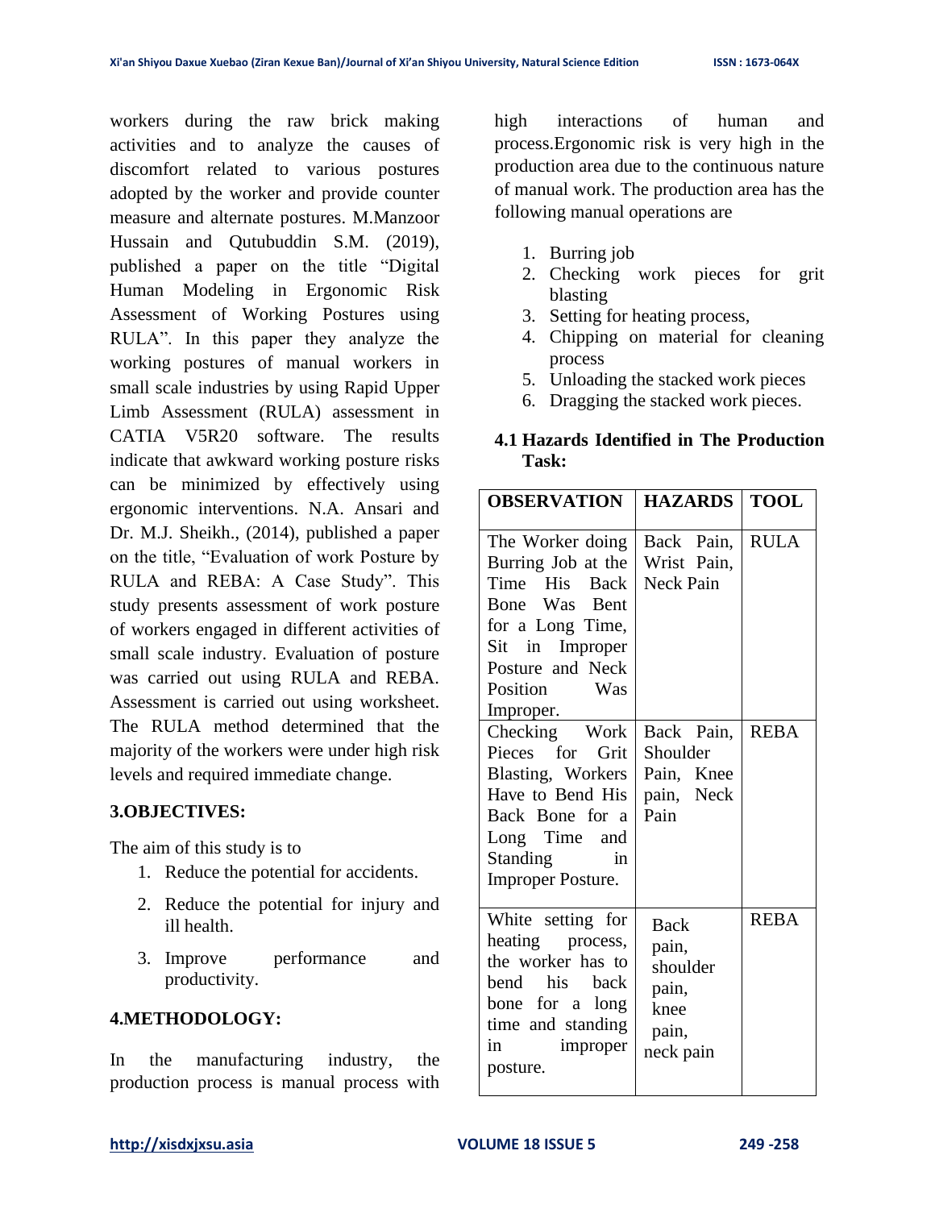workers during the raw brick making activities and to analyze the causes of discomfort related to various postures adopted by the worker and provide counter measure and alternate postures. M.Manzoor Hussain and Qutubuddin S.M. (2019), published a paper on the title "Digital Human Modeling in Ergonomic Risk Assessment of Working Postures using RULA". In this paper they analyze the working postures of manual workers in small scale industries by using Rapid Upper Limb Assessment (RULA) assessment in CATIA V5R20 software. The results indicate that awkward working posture risks can be minimized by effectively using ergonomic interventions. N.A. Ansari and Dr. M.J. Sheikh., (2014), published a paper on the title, "Evaluation of work Posture by RULA and REBA: A Case Study". This study presents assessment of work posture of workers engaged in different activities of small scale industry. Evaluation of posture was carried out using RULA and REBA. Assessment is carried out using worksheet. The RULA method determined that the majority of the workers were under high risk levels and required immediate change.

## 3.OBJECTIVES:

The aim of this study is to

1. Reduce the potential for accidents.
2. Reduce the potential for injury and ill health.
3. Improve performance and productivity.

## 4.METHODOLOGY:

In the manufacturing industry, the production process is manual process with high interactions of human and process.Ergonomic risk is very high in the production area due to the continuous nature of manual work. The production area has the following manual operations are

1. Burring job
2. Checking work pieces for grit blasting
3. Setting for heating process,
4. Chipping on material for cleaning process
5. Unloading the stacked work pieces
6. Dragging the stacked work pieces.

### 4.1 Hazards Identified in The Production Task:

| OBSERVATION | HAZARDS | TOOL |
|---|---|---|
| The Worker doing Burring Job at the Time His Back Bone Was Bent for a Long Time, Sit in Improper Posture and Neck Position Was Improper. | Back Pain, Wrist Pain, Neck Pain | RULA |
| Checking Work Pieces for Grit Blasting, Workers Have to Bend His Back Bone for a Long Time and Standing in Improper Posture. | Back Pain, Shoulder Pain, Knee pain, Neck Pain | REBA |
| White setting for heating process, the worker has to bend his back bone for a long time and standing in improper posture. | Back pain, shoulder pain, knee pain, neck pain | REBA |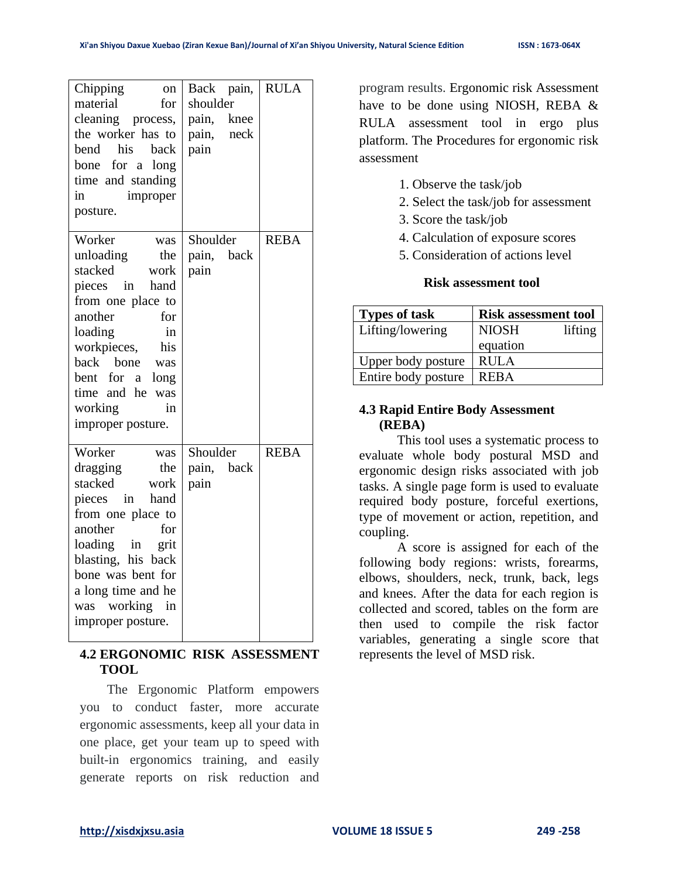| Chipping on material for cleaning process, the worker has to bend his back bone for a long time and standing in improper posture. | Back pain, shoulder pain, knee pain, neck pain | RULA |
|---|---|---|
| Worker was unloading the stacked work pieces in hand from one place to another for loading in workpieces, his back bone was bent for a long time and he was working in improper posture. | Shoulder pain, back pain | REBA |
| Worker was dragging the stacked work pieces in hand from one place to another for loading in grit blasting, his back bone was bent for a long time and he was working in improper posture. | Shoulder pain, back pain | REBA |

## 4.2 ERGONOMIC RISK ASSESSMENT TOOL

The Ergonomic Platform empowers you to conduct faster, more accurate ergonomic assessments, keep all your data in one place, get your team up to speed with built-in ergonomics training, and easily generate reports on risk reduction and program results. Ergonomic risk Assessment have to be done using NIOSH, REBA & RULA assessment tool in ergo plus platform. The Procedures for ergonomic risk assessment

1. Observe the task/job
2. Select the task/job for assessment
3. Score the task/job
4. Calculation of exposure scores
5. Consideration of actions level

**Risk assessment tool**

| Types of task | Risk assessment tool |
|---|---|
| Lifting/lowering | NIOSH lifting equation |
| Upper body posture | RULA |
| Entire body posture | REBA |

## 4.3 Rapid Entire Body Assessment (REBA)

This tool uses a systematic process to evaluate whole body postural MSD and ergonomic design risks associated with job tasks. A single page form is used to evaluate required body posture, forceful exertions, type of movement or action, repetition, and coupling.

A score is assigned for each of the following body regions: wrists, forearms, elbows, shoulders, neck, trunk, back, legs and knees. After the data for each region is collected and scored, tables on the form are then used to compile the risk factor variables, generating a single score that represents the level of MSD risk.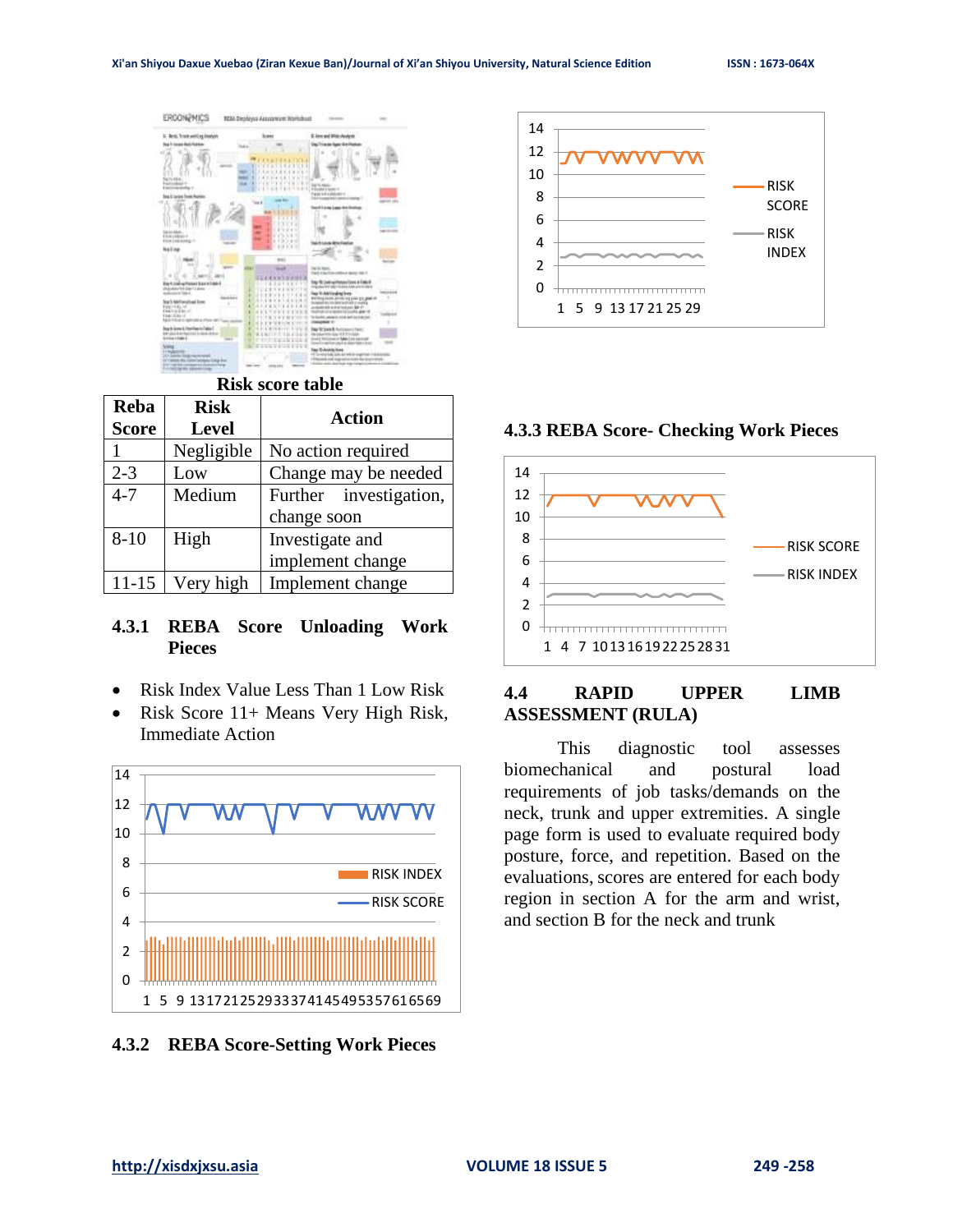Risk score table

| Reba Score | Risk Level | Action |
|---|---|---|
| 1 | Negligible | No action required |
| 2-3 | Low | Change may be needed |
| 4-7 | Medium | Further investigation, change soon |
| 8-10 | High | Investigate and implement change |
| 11-15 | Very high | Implement change |

### 4.3.1 REBA Score Unloading Work Pieces

- Risk Index Value Less Than 1 Low Risk
- Risk Score 11+ Means Very High Risk, Immediate Action

### 4.3.2 REBA Score-Setting Work Pieces

### 4.3.3 REBA Score- Checking Work Pieces

### 4.4 RAPID UPPER LIMB ASSESSMENT (RULA)

This diagnostic tool assesses biomechanical and postural load requirements of job tasks/demands on the neck, trunk and upper extremities. A single page form is used to evaluate required body posture, force, and repetition. Based on the evaluations, scores are entered for each body region in section A for the arm and wrist, and section B for the neck and trunk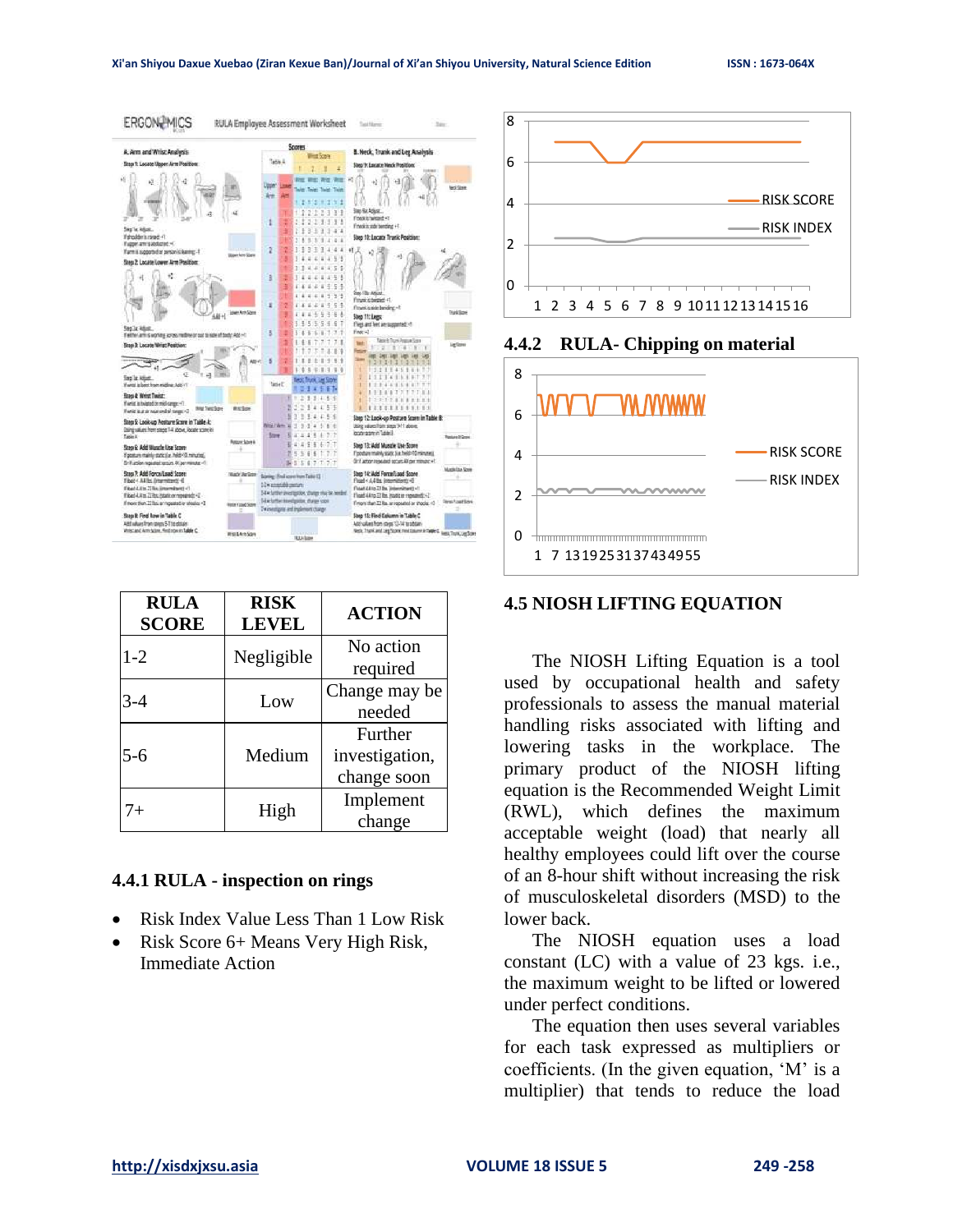| RULA SCORE | RISK LEVEL | ACTION |
|---|---|---|
| 1-2 | Negligible | No action required |
| 3-4 | Low | Change may be needed |
| 5-6 | Medium | Further investigation, change soon |
| 7+ | High | Implement change |

### 4.4.1 RULA - inspection on rings

- Risk Index Value Less Than 1 Low Risk
- Risk Score 6+ Means Very High Risk, Immediate Action

### 4.4.2 RULA- Chipping on material

## 4.5 NIOSH LIFTING EQUATION

The NIOSH Lifting Equation is a tool used by occupational health and safety professionals to assess the manual material handling risks associated with lifting and lowering tasks in the workplace. The primary product of the NIOSH lifting equation is the Recommended Weight Limit (RWL), which defines the maximum acceptable weight (load) that nearly all healthy employees could lift over the course of an 8-hour shift without increasing the risk of musculoskeletal disorders (MSD) to the lower back.

The NIOSH equation uses a load constant (LC) with a value of 23 kgs. i.e., the maximum weight to be lifted or lowered under perfect conditions.

The equation then uses several variables for each task expressed as multipliers or coefficients. (In the given equation, 'M' is a multiplier) that tends to reduce the load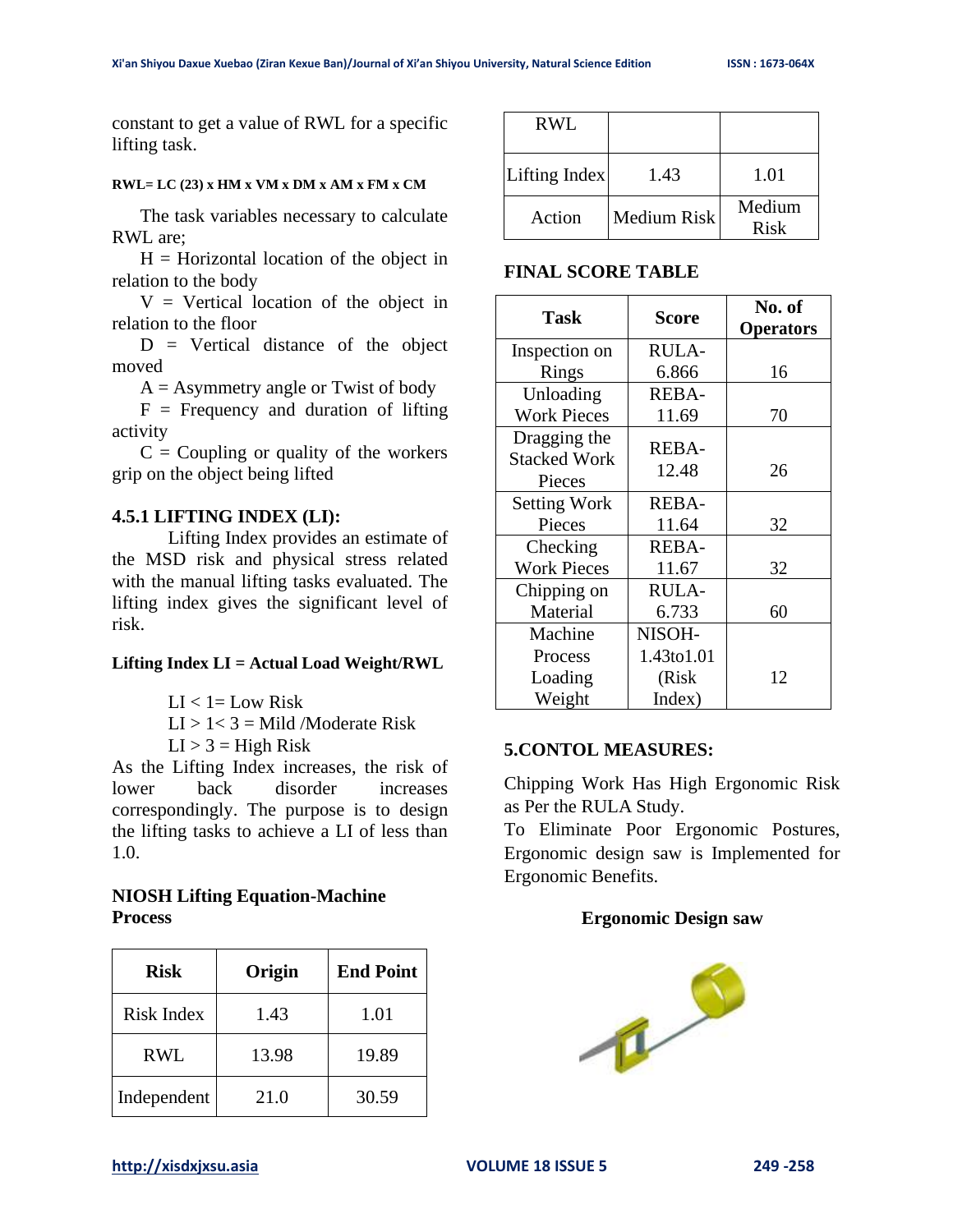constant to get a value of RWL for a specific lifting task.

**RWL= LC (23) x HM x VM x DM x AM x FM x CM**

The task variables necessary to calculate RWL are;

H = Horizontal location of the object in relation to the body

V = Vertical location of the object in relation to the floor

D = Vertical distance of the object moved

A = Asymmetry angle or Twist of body

F = Frequency and duration of lifting activity

C = Coupling or quality of the workers grip on the object being lifted

### 4.5.1 LIFTING INDEX (LI):

Lifting Index provides an estimate of the MSD risk and physical stress related with the manual lifting tasks evaluated. The lifting index gives the significant level of risk.

**Lifting Index LI = Actual Load Weight/RWL**

LI < 1= Low Risk

LI > 1< 3 = Mild /Moderate Risk

LI > 3 = High Risk

As the Lifting Index increases, the risk of lower back disorder increases correspondingly. The purpose is to design the lifting tasks to achieve a LI of less than 1.0.

**NIOSH Lifting Equation-Machine Process**

| Risk | Origin | End Point |
|---|---|---|
| Risk Index | 1.43 | 1.01 |
| RWL | 13.98 | 19.89 |
| Independent | 21.0 | 30.59 |
| RWL | | |
| Lifting Index | 1.43 | 1.01 |
| Action | Medium Risk | Medium Risk |

**FINAL SCORE TABLE**

| Task | Score | No. of Operators |
|---|---|---|
| Inspection on Rings | RULA-6.866 | 16 |
| Unloading Work Pieces | REBA-11.69 | 70 |
| Dragging the Stacked Work Pieces | REBA-12.48 | 26 |
| Setting Work Pieces | REBA-11.64 | 32 |
| Checking Work Pieces | REBA-11.67 | 32 |
| Chipping on Material | RULA-6.733 | 60 |
| Machine Process Loading Weight | NISOH-1.43to1.01 (Risk Index) | 12 |

## 5.CONTOL MEASURES:

Chipping Work Has High Ergonomic Risk as Per the RULA Study.

To Eliminate Poor Ergonomic Postures, Ergonomic design saw is Implemented for Ergonomic Benefits.

**Ergonomic Design saw**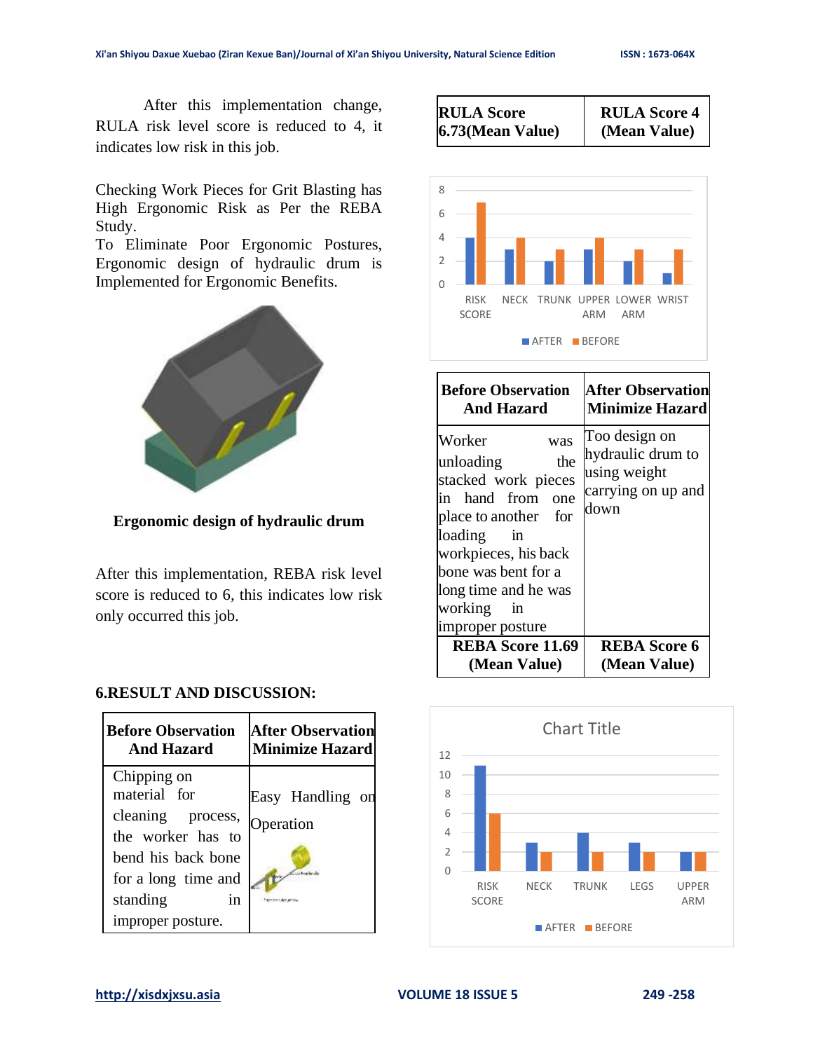After this implementation change, RULA risk level score is reduced to 4, it indicates low risk in this job.

Checking Work Pieces for Grit Blasting has High Ergonomic Risk as Per the REBA Study.
To Eliminate Poor Ergonomic Postures, Ergonomic design of hydraulic drum is Implemented for Ergonomic Benefits.

**Ergonomic design of hydraulic drum**

After this implementation, REBA risk level score is reduced to 6, this indicates low risk only occurred this job.

## 6.RESULT AND DISCUSSION:

| Before Observation And Hazard | After Observation Minimize Hazard |
|---|---|
| Chipping on material for cleaning process, the worker has to bend his back bone for a long time and standing in improper posture. | Easy Handling on Operation |
| **RULA Score 6.73(Mean Value)** | **RULA Score 4 (Mean Value)** |

| | RISK SCORE | NECK | TRUNK | UPPER ARM | LOWER ARM | WRIST |
|---|---|---|---|---|---|---|
| AFTER | 4 | 3 | 2 | 3 | 2 | 1 |
| BEFORE | 7 | 4 | 3 | 4 | 3 | 3 |

| Before Observation And Hazard | After Observation Minimize Hazard |
|---|---|
| Worker was unloading the stacked work pieces in hand from one place to another for loading in workpieces, his back bone was bent for a long time and he was working in improper posture | Too design on hydraulic drum to using weight carrying on up and down |
| **REBA Score 11.69 (Mean Value)** | **REBA Score 6 (Mean Value)** |

Chart Title

| | RISK SCORE | NECK | TRUNK | LEGS | UPPER ARM |
|---|---|---|---|---|---|
| AFTER | 11 | 3 | 4 | 3 | 2 |
| BEFORE | 6 | 2 | 2 | 2 | 2 |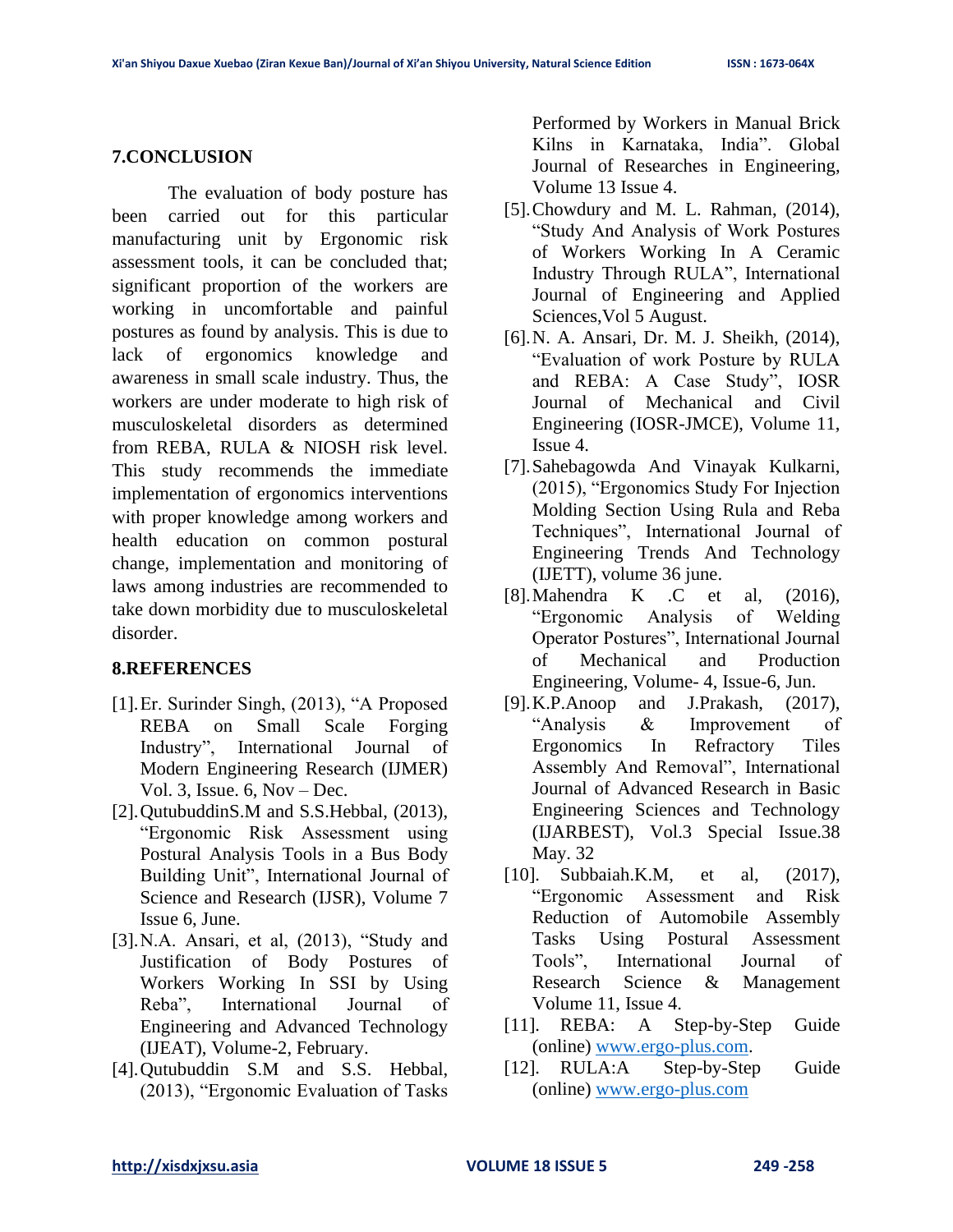## 7.CONCLUSION

The evaluation of body posture has been carried out for this particular manufacturing unit by Ergonomic risk assessment tools, it can be concluded that; significant proportion of the workers are working in uncomfortable and painful postures as found by analysis. This is due to lack of ergonomics knowledge and awareness in small scale industry. Thus, the workers are under moderate to high risk of musculoskeletal disorders as determined from REBA, RULA & NIOSH risk level. This study recommends the immediate implementation of ergonomics interventions with proper knowledge among workers and health education on common postural change, implementation and monitoring of laws among industries are recommended to take down morbidity due to musculoskeletal disorder.

## 8.REFERENCES

[1]. Er. Surinder Singh, (2013), "A Proposed REBA on Small Scale Forging Industry", International Journal of Modern Engineering Research (IJMER) Vol. 3, Issue. 6, Nov – Dec.

[2]. QutubuddinS.M and S.S.Hebbal, (2013), "Ergonomic Risk Assessment using Postural Analysis Tools in a Bus Body Building Unit", International Journal of Science and Research (IJSR), Volume 7 Issue 6, June.

[3]. N.A. Ansari, et al, (2013), "Study and Justification of Body Postures of Workers Working In SSI by Using Reba", International Journal of Engineering and Advanced Technology (IJEAT), Volume-2, February.

[4]. Qutubuddin S.M and S.S. Hebbal, (2013), "Ergonomic Evaluation of Tasks Performed by Workers in Manual Brick Kilns in Karnataka, India". Global Journal of Researches in Engineering, Volume 13 Issue 4.

[5]. Chowdury and M. L. Rahman, (2014), "Study And Analysis of Work Postures of Workers Working In A Ceramic Industry Through RULA", International Journal of Engineering and Applied Sciences,Vol 5 August.

[6]. N. A. Ansari, Dr. M. J. Sheikh, (2014), "Evaluation of work Posture by RULA and REBA: A Case Study", IOSR Journal of Mechanical and Civil Engineering (IOSR-JMCE), Volume 11, Issue 4.

[7]. Sahebagowda And Vinayak Kulkarni, (2015), "Ergonomics Study For Injection Molding Section Using Rula and Reba Techniques", International Journal of Engineering Trends And Technology (IJETT), volume 36 june.

[8]. Mahendra K .C et al, (2016), "Ergonomic Analysis of Welding Operator Postures", International Journal of Mechanical and Production Engineering, Volume- 4, Issue-6, Jun.

[9]. K.P.Anoop and J.Prakash, (2017), "Analysis & Improvement of Ergonomics In Refractory Tiles Assembly And Removal", International Journal of Advanced Research in Basic Engineering Sciences and Technology (IJARBEST), Vol.3 Special Issue.38 May. 32

[10]. Subbaiah.K.M, et al, (2017), "Ergonomic Assessment and Risk Reduction of Automobile Assembly Tasks Using Postural Assessment Tools", International Journal of Research Science & Management Volume 11, Issue 4.

[11]. REBA: A Step-by-Step Guide (online) www.ergo-plus.com.

[12]. RULA:A Step-by-Step Guide (online) www.ergo-plus.com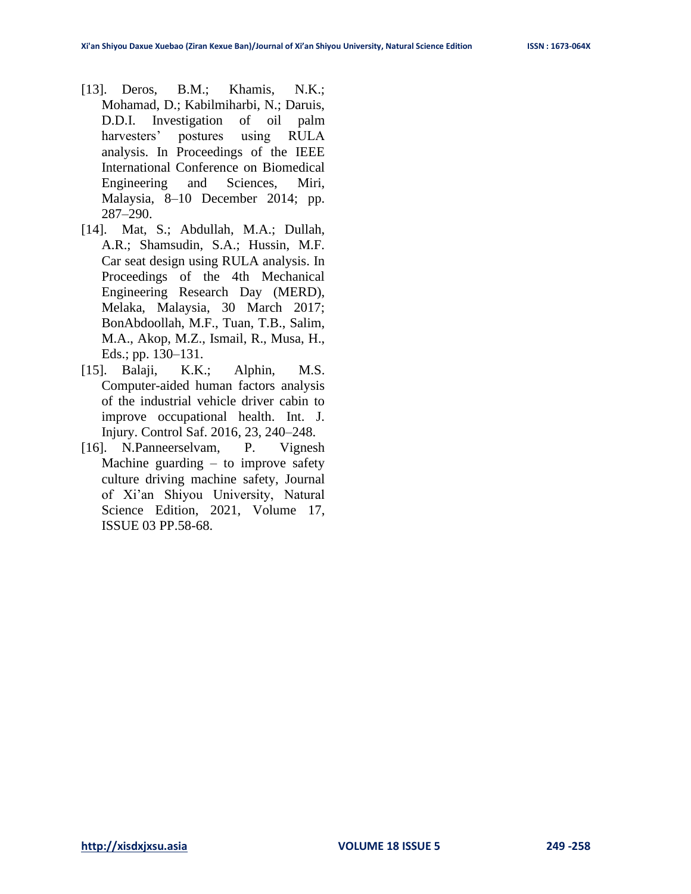[13]. Deros, B.M.; Khamis, N.K.; Mohamad, D.; Kabilmiharbi, N.; Daruis, D.D.I. Investigation of oil palm harvesters' postures using RULA analysis. In Proceedings of the IEEE International Conference on Biomedical Engineering and Sciences, Miri, Malaysia, 8–10 December 2014; pp. 287–290.

[14]. Mat, S.; Abdullah, M.A.; Dullah, A.R.; Shamsudin, S.A.; Hussin, M.F. Car seat design using RULA analysis. In Proceedings of the 4th Mechanical Engineering Research Day (MERD), Melaka, Malaysia, 30 March 2017; BonAbdoollah, M.F., Tuan, T.B., Salim, M.A., Akop, M.Z., Ismail, R., Musa, H., Eds.; pp. 130–131.

[15]. Balaji, K.K.; Alphin, M.S. Computer-aided human factors analysis of the industrial vehicle driver cabin to improve occupational health. Int. J. Injury. Control Saf. 2016, 23, 240–248.

[16]. N.Panneerselvam, P. Vignesh Machine guarding – to improve safety culture driving machine safety, Journal of Xi'an Shiyou University, Natural Science Edition, 2021, Volume 17, ISSUE 03 PP.58-68.